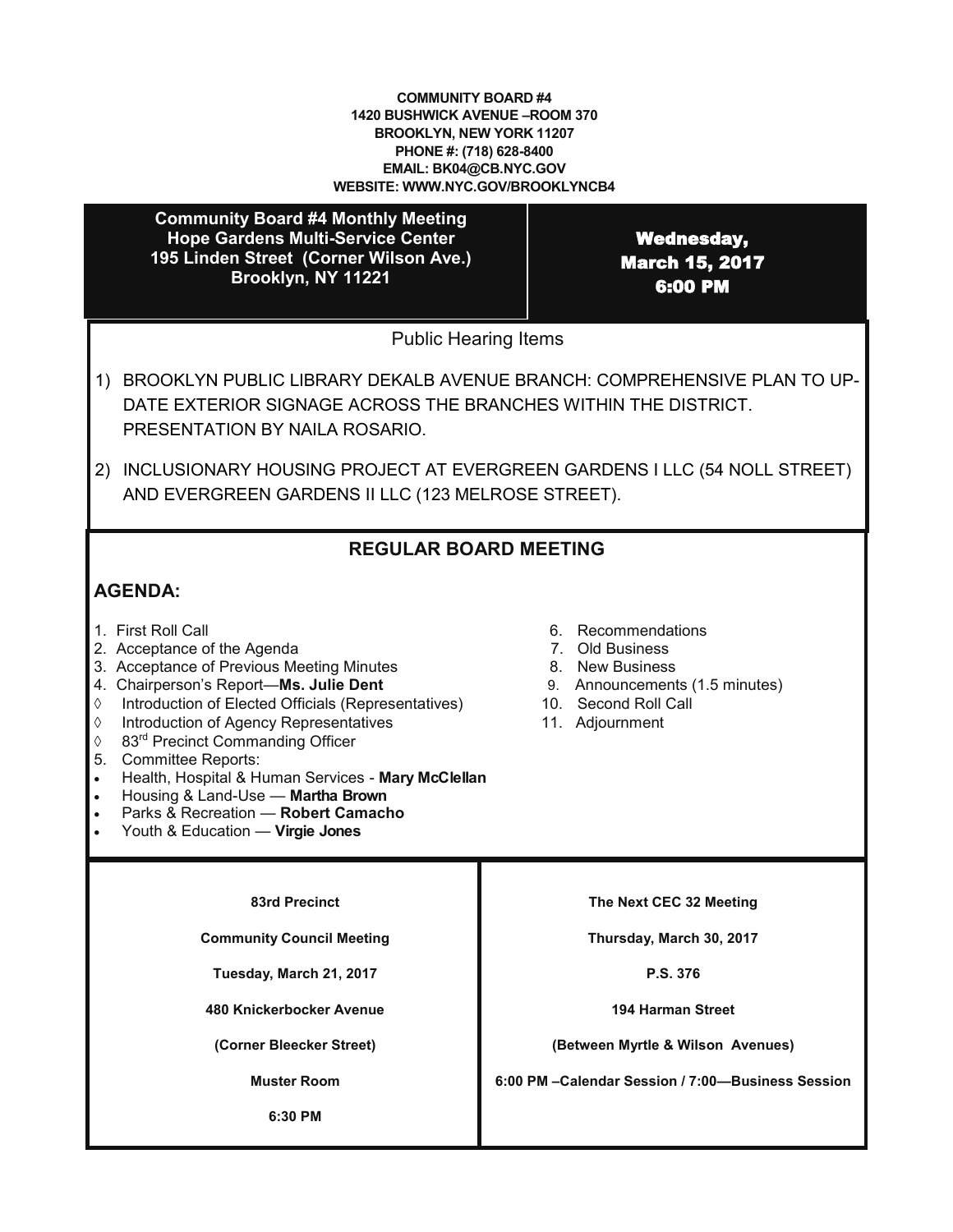**COMMUNITY BOARD #4**
**1420 BUSHWICK AVENUE –ROOM 370**
**BROOKLYN, NEW YORK 11207**
**PHONE #: (718) 628-8400**
**EMAIL: BK04@CB.NYC.GOV**
**WEBSITE: WWW.NYC.GOV/BROOKLYNCB4**

| **Community Board #4 Monthly Meeting**<br>**Hope Gardens Multi-Service Center**<br>**195 Linden Street (Corner Wilson Ave.)**<br>**Brooklyn, NY 11221** | **Wednesday,**<br>**March 15, 2017**<br>**6:00 PM** |
|---|---|

## Public Hearing Items

1) BROOKLYN PUBLIC LIBRARY DEKALB AVENUE BRANCH: COMPREHENSIVE PLAN TO UPDATE EXTERIOR SIGNAGE ACROSS THE BRANCHES WITHIN THE DISTRICT. PRESENTATION BY NAILA ROSARIO.

2) INCLUSIONARY HOUSING PROJECT AT EVERGREEN GARDENS I LLC (54 NOLL STREET) AND EVERGREEN GARDENS II LLC (123 MELROSE STREET).

## REGULAR BOARD MEETING

### AGENDA:

1. First Roll Call
2. Acceptance of the Agenda
3. Acceptance of Previous Meeting Minutes
4. Chairperson's Report—**Ms. Julie Dent**
   - ◊ Introduction of Elected Officials (Representatives)
   - ◊ Introduction of Agency Representatives
   - ◊ 83rd Precinct Commanding Officer
5. Committee Reports:
   - Health, Hospital & Human Services - **Mary McClellan**
   - Housing & Land-Use — **Martha Brown**
   - Parks & Recreation — **Robert Camacho**
   - Youth & Education — **Virgie Jones**
6. Recommendations
7. Old Business
8. New Business
9. Announcements (1.5 minutes)
10. Second Roll Call
11. Adjournment

| **83rd Precinct** | **The Next CEC 32 Meeting** |
|---|---|
| **Community Council Meeting** | **Thursday, March 30, 2017** |
| **Tuesday, March 21, 2017** | **P.S. 376** |
| **480 Knickerbocker Avenue** | **194 Harman Street** |
| **(Corner Bleecker Street)** | **(Between Myrtle & Wilson Avenues)** |
| **Muster Room** | **6:00 PM –Calendar Session / 7:00—Business Session** |
| **6:30 PM** | |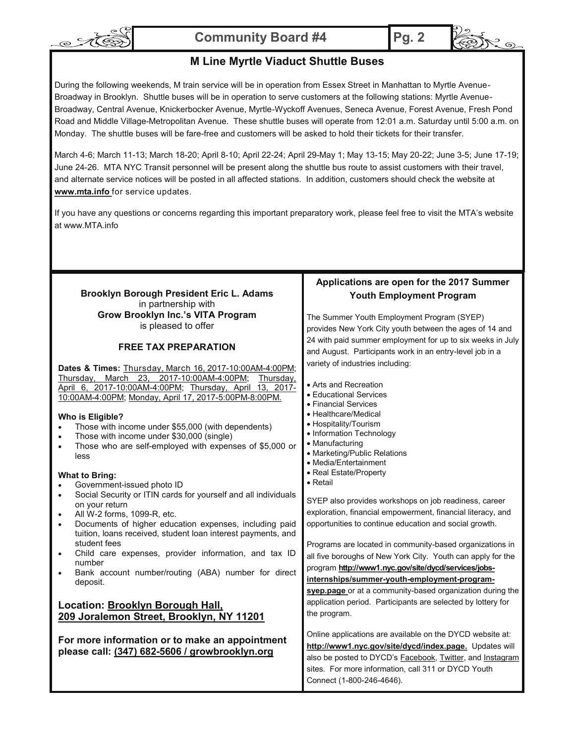## M Line Myrtle Viaduct Shuttle Buses

During the following weekends, M train service will be in operation from Essex Street in Manhattan to Myrtle Avenue-Broadway in Brooklyn. Shuttle buses will be in operation to serve customers at the following stations: Myrtle Avenue-Broadway, Central Avenue, Knickerbocker Avenue, Myrtle-Wyckoff Avenues, Seneca Avenue, Forest Avenue, Fresh Pond Road and Middle Village-Metropolitan Avenue. These shuttle buses will operate from 12:01 a.m. Saturday until 5:00 a.m. on Monday. The shuttle buses will be fare-free and customers will be asked to hold their tickets for their transfer.

March 4-6; March 11-13; March 18-20; April 8-10; April 22-24; April 29-May 1; May 13-15; May 20-22; June 3-5; June 17-19; June 24-26. MTA NYC Transit personnel will be present along the shuttle bus route to assist customers with their travel, and alternate service notices will be posted in all affected stations. In addition, customers should check the website at **www.mta.info** for service updates.

If you have any questions or concerns regarding this important preparatory work, please feel free to visit the MTA's website at www.MTA.info

**Brooklyn Borough President Eric L. Adams**
in partnership with
**Grow Brooklyn Inc.'s VITA Program**
is pleased to offer

### FREE TAX PREPARATION

**Dates & Times:** Thursday, March 16, 2017-10:00AM-4:00PM; Thursday, March 23, 2017-10:00AM-4:00PM; Thursday, April 6, 2017-10:00AM-4:00PM; Thursday, April 13, 2017-10:00AM-4:00PM; Monday, April 17, 2017-5:00PM-8:00PM.

**Who is Eligible?**

- Those with income under $55,000 (with dependents)
- Those with income under $30,000 (single)
- Those who are self-employed with expenses of $5,000 or less

**What to Bring:**

- Government-issued photo ID
- Social Security or ITIN cards for yourself and all individuals on your return
- All W-2 forms, 1099-R, etc.
- Documents of higher education expenses, including paid tuition, loans received, student loan interest payments, and student fees
- Child care expenses, provider information, and tax ID number
- Bank account number/routing (ABA) number for direct deposit.

**Location: Brooklyn Borough Hall, 209 Joralemon Street, Brooklyn, NY 11201**

**For more information or to make an appointment please call: (347) 682-5606 / growbrooklyn.org**

### Applications are open for the 2017 Summer Youth Employment Program

The Summer Youth Employment Program (SYEP) provides New York City youth between the ages of 14 and 24 with paid summer employment for up to six weeks in July and August. Participants work in an entry-level job in a variety of industries including:

- Arts and Recreation
- Educational Services
- Financial Services
- Healthcare/Medical
- Hospitality/Tourism
- Information Technology
- Manufacturing
- Marketing/Public Relations
- Media/Entertainment
- Real Estate/Property
- Retail

SYEP also provides workshops on job readiness, career exploration, financial empowerment, financial literacy, and opportunities to continue education and social growth.

Programs are located in community-based organizations in all five boroughs of New York City. Youth can apply for the program **http://www1.nyc.gov/site/dycd/services/jobs-internships/summer-youth-employment-program-syep.page** or at a community-based organization during the application period. Participants are selected by lottery for the program.

Online applications are available on the DYCD website at: **http://www1.nyc.gov/site/dycd/index.page.** Updates will also be posted to DYCD's Facebook, Twitter, and Instagram sites. For more information, call 311 or DYCD Youth Connect (1-800-246-4646).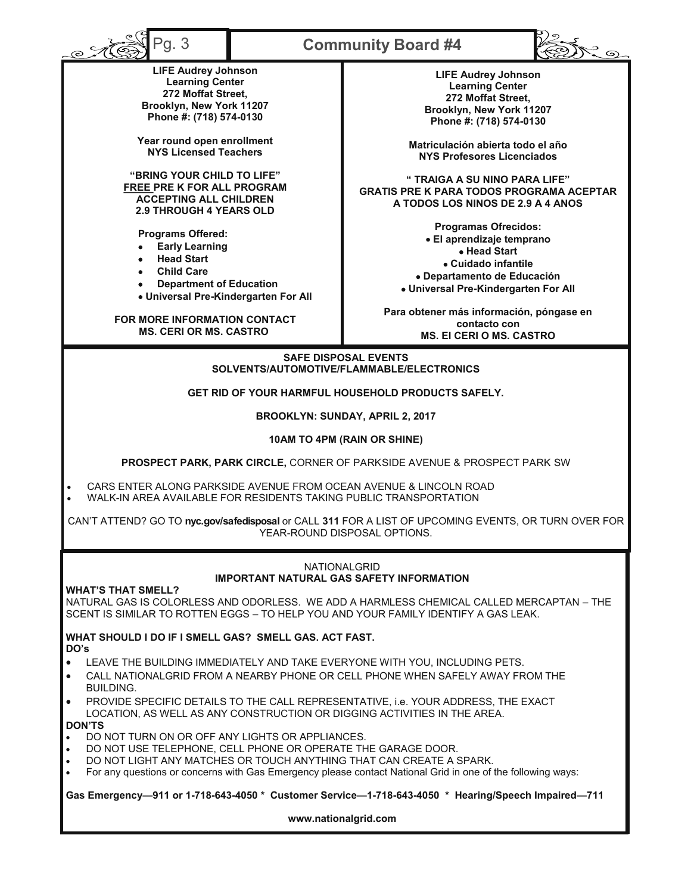**LIFE Audrey Johnson**
**Learning Center**
**272 Moffat Street,**
**Brooklyn, New York 11207**
**Phone #: (718) 574-0130**

**Year round open enrollment**
**NYS Licensed Teachers**

**"BRING YOUR CHILD TO LIFE"**
**FREE PRE K FOR ALL PROGRAM**
**ACCEPTING ALL CHILDREN**
**2.9 THROUGH 4 YEARS OLD**

**Programs Offered:**

- **Early Learning**
- **Head Start**
- **Child Care**
- **Department of Education**
- **Universal Pre-Kindergarten For All**

**FOR MORE INFORMATION CONTACT**
**MS. CERI OR MS. CASTRO**

**LIFE Audrey Johnson**
**Learning Center**
**272 Moffat Street,**
**Brooklyn, New York 11207**
**Phone #: (718) 574-0130**

**Matriculación abierta todo el año**
**NYS Profesores Licenciados**

**" TRAIGA A SU NINO PARA LIFE"**
**GRATIS PRE K PARA TODOS PROGRAMA ACEPTAR**
**A TODOS LOS NINOS DE 2.9 A 4 ANOS**

**Programas Ofrecidos:**

- **El aprendizaje temprano**
- **Head Start**
- **Cuidado infantile**
- **Departamento de Educación**
- **Universal Pre-Kindergarten For All**

**Para obtener más información, póngase en contacto con**
**MS. El CERI O MS. CASTRO**

---

**SAFE DISPOSAL EVENTS**
**SOLVENTS/AUTOMOTIVE/FLAMMABLE/ELECTRONICS**

**GET RID OF YOUR HARMFUL HOUSEHOLD PRODUCTS SAFELY.**

**BROOKLYN: SUNDAY, APRIL 2, 2017**

**10AM TO 4PM (RAIN OR SHINE)**

**PROSPECT PARK, PARK CIRCLE,** CORNER OF PARKSIDE AVENUE & PROSPECT PARK SW

- CARS ENTER ALONG PARKSIDE AVENUE FROM OCEAN AVENUE & LINCOLN ROAD
- WALK-IN AREA AVAILABLE FOR RESIDENTS TAKING PUBLIC TRANSPORTATION

CAN'T ATTEND? GO TO **nyc.gov/safedisposal** or CALL **311** FOR A LIST OF UPCOMING EVENTS, OR TURN OVER FOR YEAR-ROUND DISPOSAL OPTIONS.

---

NATIONALGRID
**IMPORTANT NATURAL GAS SAFETY INFORMATION**

**WHAT'S THAT SMELL?**
NATURAL GAS IS COLORLESS AND ODORLESS. WE ADD A HARMLESS CHEMICAL CALLED MERCAPTAN – THE SCENT IS SIMILAR TO ROTTEN EGGS – TO HELP YOU AND YOUR FAMILY IDENTIFY A GAS LEAK.

**WHAT SHOULD I DO IF I SMELL GAS? SMELL GAS. ACT FAST.**

**DO's**

- LEAVE THE BUILDING IMMEDIATELY AND TAKE EVERYONE WITH YOU, INCLUDING PETS.
- CALL NATIONALGRID FROM A NEARBY PHONE OR CELL PHONE WHEN SAFELY AWAY FROM THE BUILDING.
- PROVIDE SPECIFIC DETAILS TO THE CALL REPRESENTATIVE, i.e. YOUR ADDRESS, THE EXACT LOCATION, AS WELL AS ANY CONSTRUCTION OR DIGGING ACTIVITIES IN THE AREA.

**DON'TS**

- DO NOT TURN ON OR OFF ANY LIGHTS OR APPLIANCES.
- DO NOT USE TELEPHONE, CELL PHONE OR OPERATE THE GARAGE DOOR.
- DO NOT LIGHT ANY MATCHES OR TOUCH ANYTHING THAT CAN CREATE A SPARK.
- For any questions or concerns with Gas Emergency please contact National Grid in one of the following ways:

**Gas Emergency—911 or 1-718-643-4050 * Customer Service—1-718-643-4050 * Hearing/Speech Impaired—711**

**www.nationalgrid.com**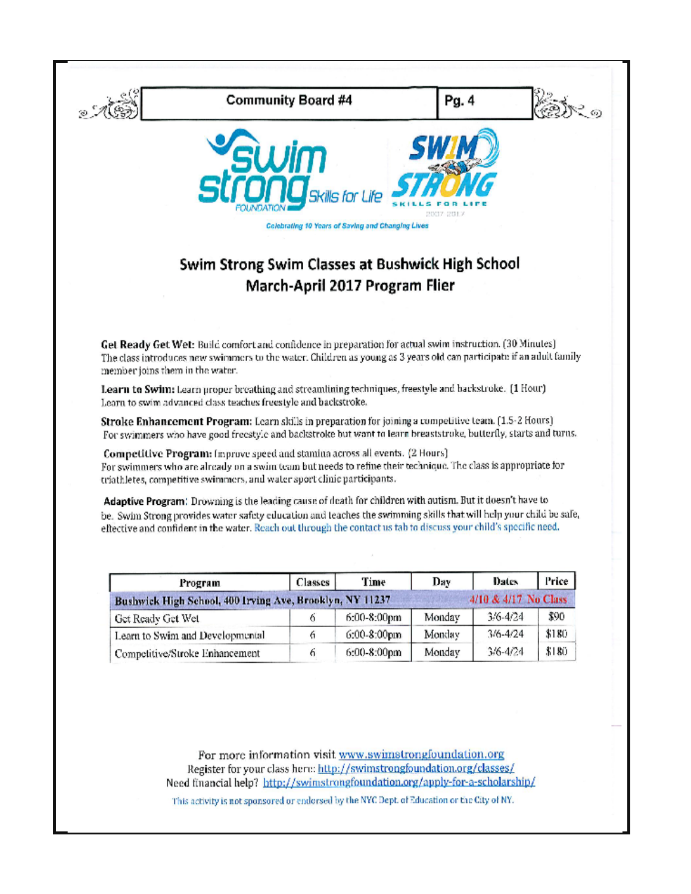Swim Strong Skills for Life FOUNDATION

SWIM STRONG SKILLS FOR LIFE 2007 2017

*Celebrating 10 Years of Saving and Changing Lives*

## Swim Strong Swim Classes at Bushwick High School
## March-April 2017 Program Flier

**Get Ready Get Wet:** Build comfort and confidence in preparation for actual swim instruction. (30 Minutes) The class introduces new swimmers to the water. Children as young as 3 years old can participate if an adult family member joins them in the water.

**Learn to Swim:** Learn proper breathing and streamlining techniques, freestyle and backstroke. (1 Hour) Learn to swim advanced class teaches freestyle and backstroke.

**Stroke Enhancement Program:** Learn skills in preparation for joining a competitive team. (1.5-2 Hours) For swimmers who have good freestyle and backstroke but want to learn breaststroke, butterfly, starts and turns.

**Competitive Program:** Improve speed and stamina across all events. (2 Hours) For swimmers who are already on a swim team but needs to refine their technique. The class is appropriate for triathletes, competitive swimmers, and water sport clinic participants.

**Adaptive Program:** Drowning is the leading cause of death for children with autism. But it doesn't have to be. Swim Strong provides water safety education and teaches the swimming skills that will help your child be safe, effective and confident in the water. Reach out through the contact us tab to discuss your child's specific need.

| Program | Classes | Time | Day | Dates | Price |
|---|---|---|---|---|---|
| **Bushwick High School, 400 Irving Ave, Brooklyn, NY 11237** | | | | **4/10 & 4/17 No Class** | |
| Get Ready Get Wet | 6 | 6:00-8:00pm | Monday | 3/6-4/24 | $90 |
| Learn to Swim and Developmental | 6 | 6:00-8:00pm | Monday | 3/6-4/24 | $180 |
| Competitive/Stroke Enhancement | 6 | 6:00-8:00pm | Monday | 3/6-4/24 | $180 |

For more information visit www.swimstrongfoundation.org
Register for your class here: http://swimstrongfoundation.org/classes/
Need financial help? http://swimstrongfoundation.org/apply-for-a-scholarship/

This activity is not sponsored or endorsed by the NYC Dept. of Education or the City of NY.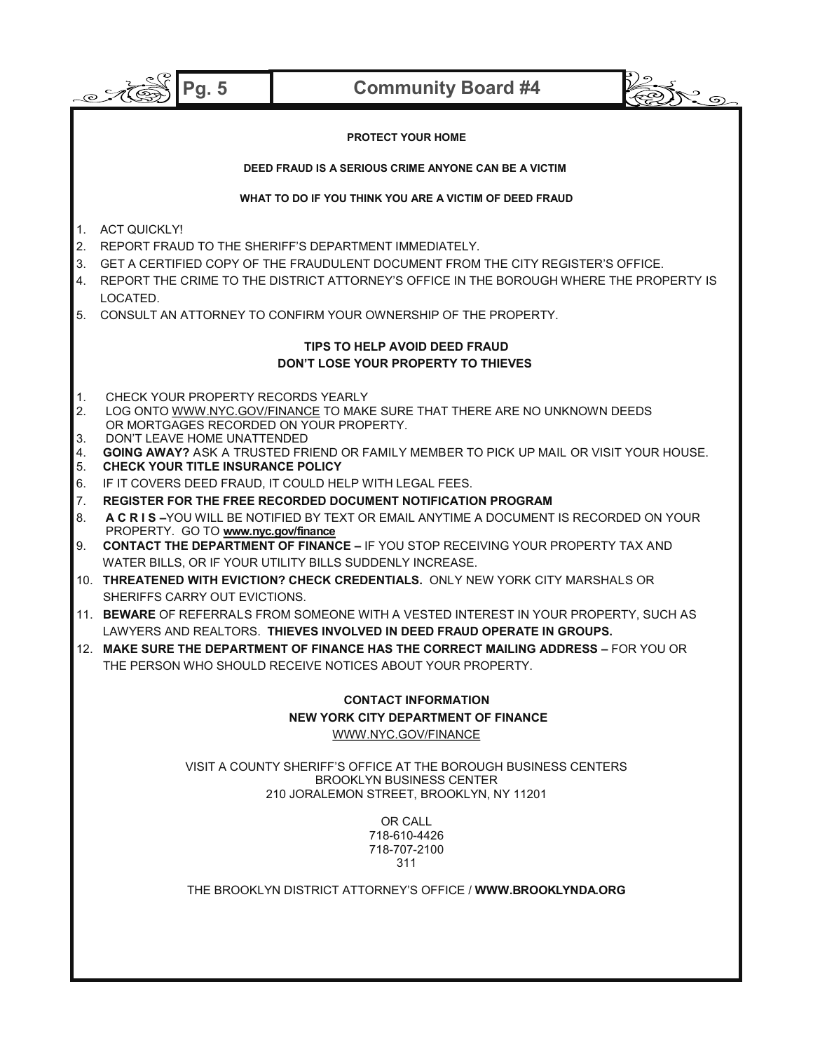**PROTECT YOUR HOME**

**DEED FRAUD IS A SERIOUS CRIME ANYONE CAN BE A VICTIM**

**WHAT TO DO IF YOU THINK YOU ARE A VICTIM OF DEED FRAUD**

1. ACT QUICKLY!
2. REPORT FRAUD TO THE SHERIFF'S DEPARTMENT IMMEDIATELY.
3. GET A CERTIFIED COPY OF THE FRAUDULENT DOCUMENT FROM THE CITY REGISTER'S OFFICE.
4. REPORT THE CRIME TO THE DISTRICT ATTORNEY'S OFFICE IN THE BOROUGH WHERE THE PROPERTY IS LOCATED.
5. CONSULT AN ATTORNEY TO CONFIRM YOUR OWNERSHIP OF THE PROPERTY.

**TIPS TO HELP AVOID DEED FRAUD**
**DON'T LOSE YOUR PROPERTY TO THIEVES**

1. CHECK YOUR PROPERTY RECORDS YEARLY
2. LOG ONTO WWW.NYC.GOV/FINANCE TO MAKE SURE THAT THERE ARE NO UNKNOWN DEEDS OR MORTGAGES RECORDED ON YOUR PROPERTY.
3. DON'T LEAVE HOME UNATTENDED
4. **GOING AWAY?** ASK A TRUSTED FRIEND OR FAMILY MEMBER TO PICK UP MAIL OR VISIT YOUR HOUSE.
5. **CHECK YOUR TITLE INSURANCE POLICY**
6. IF IT COVERS DEED FRAUD, IT COULD HELP WITH LEGAL FEES.
7. **REGISTER FOR THE FREE RECORDED DOCUMENT NOTIFICATION PROGRAM**
8. **A C R I S –**YOU WILL BE NOTIFIED BY TEXT OR EMAIL ANYTIME A DOCUMENT IS RECORDED ON YOUR PROPERTY. GO TO **www.nyc.gov/finance**
9. **CONTACT THE DEPARTMENT OF FINANCE –** IF YOU STOP RECEIVING YOUR PROPERTY TAX AND WATER BILLS, OR IF YOUR UTILITY BILLS SUDDENLY INCREASE.
10. **THREATENED WITH EVICTION? CHECK CREDENTIALS.** ONLY NEW YORK CITY MARSHALS OR SHERIFFS CARRY OUT EVICTIONS.
11. **BEWARE** OF REFERRALS FROM SOMEONE WITH A VESTED INTEREST IN YOUR PROPERTY, SUCH AS LAWYERS AND REALTORS. **THIEVES INVOLVED IN DEED FRAUD OPERATE IN GROUPS.**
12. **MAKE SURE THE DEPARTMENT OF FINANCE HAS THE CORRECT MAILING ADDRESS –** FOR YOU OR THE PERSON WHO SHOULD RECEIVE NOTICES ABOUT YOUR PROPERTY.

**CONTACT INFORMATION**

**NEW YORK CITY DEPARTMENT OF FINANCE**

WWW.NYC.GOV/FINANCE

VISIT A COUNTY SHERIFF'S OFFICE AT THE BOROUGH BUSINESS CENTERS
BROOKLYN BUSINESS CENTER
210 JORALEMON STREET, BROOKLYN, NY 11201

OR CALL
718-610-4426
718-707-2100
311

THE BROOKLYN DISTRICT ATTORNEY'S OFFICE / **WWW.BROOKLYNDA.ORG**